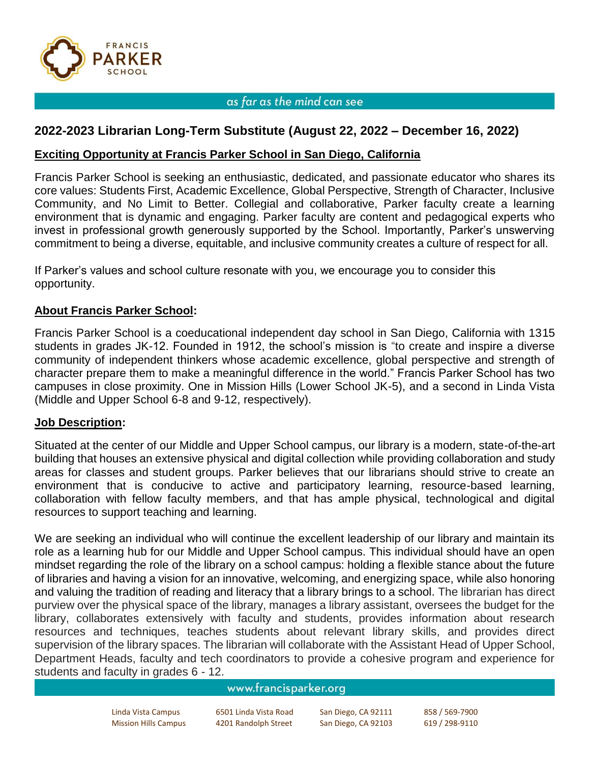FRANCIS PARKER SCHOOL

as far as the mind can see

## 2022-2023 Librarian Long-Term Substitute (August 22, 2022 – December 16, 2022)

### Exciting Opportunity at Francis Parker School in San Diego, California

Francis Parker School is seeking an enthusiastic, dedicated, and passionate educator who shares its core values: Students First, Academic Excellence, Global Perspective, Strength of Character, Inclusive Community, and No Limit to Better. Collegial and collaborative, Parker faculty create a learning environment that is dynamic and engaging. Parker faculty are content and pedagogical experts who invest in professional growth generously supported by the School. Importantly, Parker's unswerving commitment to being a diverse, equitable, and inclusive community creates a culture of respect for all.

If Parker's values and school culture resonate with you, we encourage you to consider this opportunity.

### About Francis Parker School:

Francis Parker School is a coeducational independent day school in San Diego, California with 1315 students in grades JK-12. Founded in 1912, the school's mission is "to create and inspire a diverse community of independent thinkers whose academic excellence, global perspective and strength of character prepare them to make a meaningful difference in the world." Francis Parker School has two campuses in close proximity. One in Mission Hills (Lower School JK-5), and a second in Linda Vista (Middle and Upper School 6-8 and 9-12, respectively).

### Job Description:

Situated at the center of our Middle and Upper School campus, our library is a modern, state-of-the-art building that houses an extensive physical and digital collection while providing collaboration and study areas for classes and student groups. Parker believes that our librarians should strive to create an environment that is conducive to active and participatory learning, resource-based learning, collaboration with fellow faculty members, and that has ample physical, technological and digital resources to support teaching and learning.

We are seeking an individual who will continue the excellent leadership of our library and maintain its role as a learning hub for our Middle and Upper School campus. This individual should have an open mindset regarding the role of the library on a school campus: holding a flexible stance about the future of libraries and having a vision for an innovative, welcoming, and energizing space, while also honoring and valuing the tradition of reading and literacy that a library brings to a school. The librarian has direct purview over the physical space of the library, manages a library assistant, oversees the budget for the library, collaborates extensively with faculty and students, provides information about research resources and techniques, teaches students about relevant library skills, and provides direct supervision of the library spaces. The librarian will collaborate with the Assistant Head of Upper School, Department Heads, faculty and tech coordinators to provide a cohesive program and experience for students and faculty in grades 6 - 12.

www.francisparker.org

| | | | |
|---|---|---|---|
| Linda Vista Campus | 6501 Linda Vista Road | San Diego, CA 92111 | 858 / 569-7900 |
| Mission Hills Campus | 4201 Randolph Street | San Diego, CA 92103 | 619 / 298-9110 |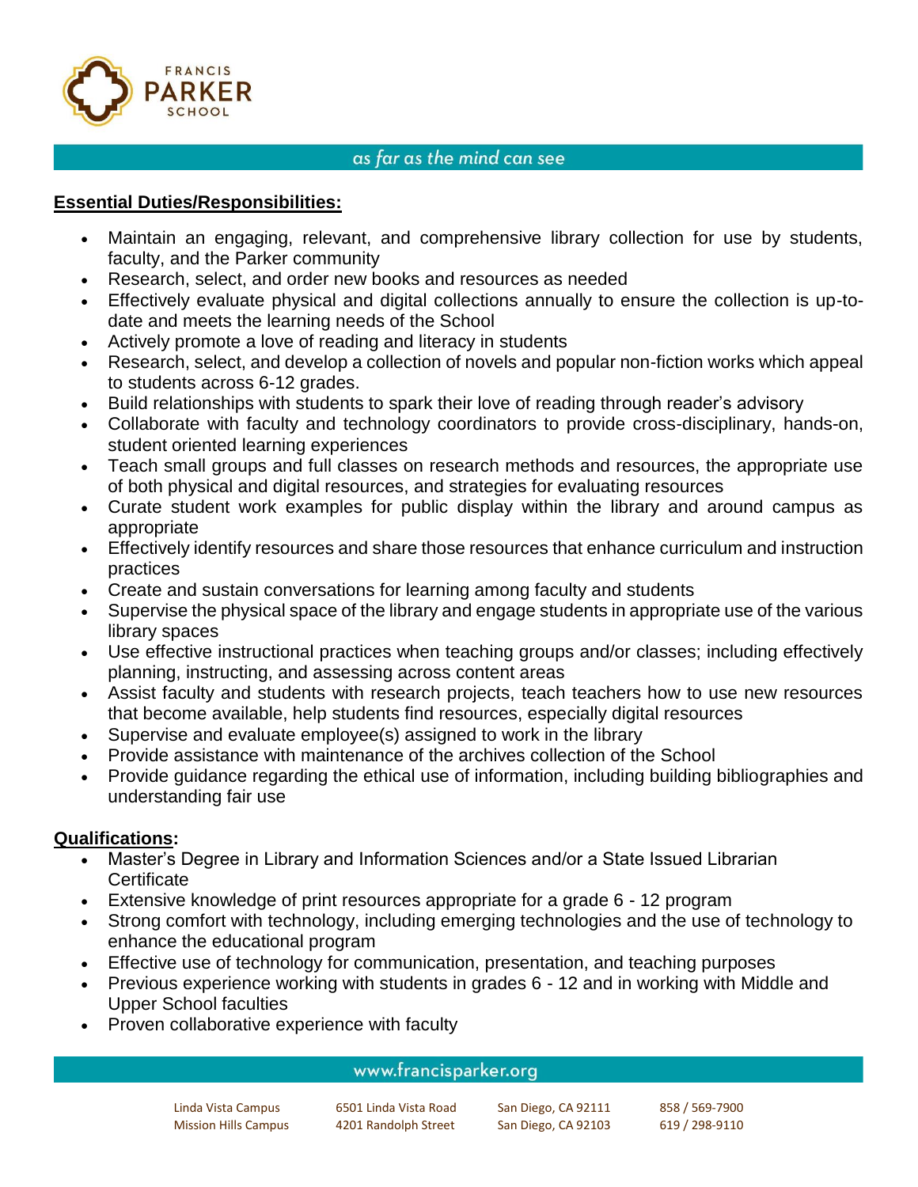## Essential Duties/Responsibilities:

- Maintain an engaging, relevant, and comprehensive library collection for use by students, faculty, and the Parker community
- Research, select, and order new books and resources as needed
- Effectively evaluate physical and digital collections annually to ensure the collection is up-to-date and meets the learning needs of the School
- Actively promote a love of reading and literacy in students
- Research, select, and develop a collection of novels and popular non-fiction works which appeal to students across 6-12 grades.
- Build relationships with students to spark their love of reading through reader's advisory
- Collaborate with faculty and technology coordinators to provide cross-disciplinary, hands-on, student oriented learning experiences
- Teach small groups and full classes on research methods and resources, the appropriate use of both physical and digital resources, and strategies for evaluating resources
- Curate student work examples for public display within the library and around campus as appropriate
- Effectively identify resources and share those resources that enhance curriculum and instruction practices
- Create and sustain conversations for learning among faculty and students
- Supervise the physical space of the library and engage students in appropriate use of the various library spaces
- Use effective instructional practices when teaching groups and/or classes; including effectively planning, instructing, and assessing across content areas
- Assist faculty and students with research projects, teach teachers how to use new resources that become available, help students find resources, especially digital resources
- Supervise and evaluate employee(s) assigned to work in the library
- Provide assistance with maintenance of the archives collection of the School
- Provide guidance regarding the ethical use of information, including building bibliographies and understanding fair use

## Qualifications:

- Master's Degree in Library and Information Sciences and/or a State Issued Librarian Certificate
- Extensive knowledge of print resources appropriate for a grade 6 - 12 program
- Strong comfort with technology, including emerging technologies and the use of technology to enhance the educational program
- Effective use of technology for communication, presentation, and teaching purposes
- Previous experience working with students in grades 6 - 12 and in working with Middle and Upper School faculties
- Proven collaborative experience with faculty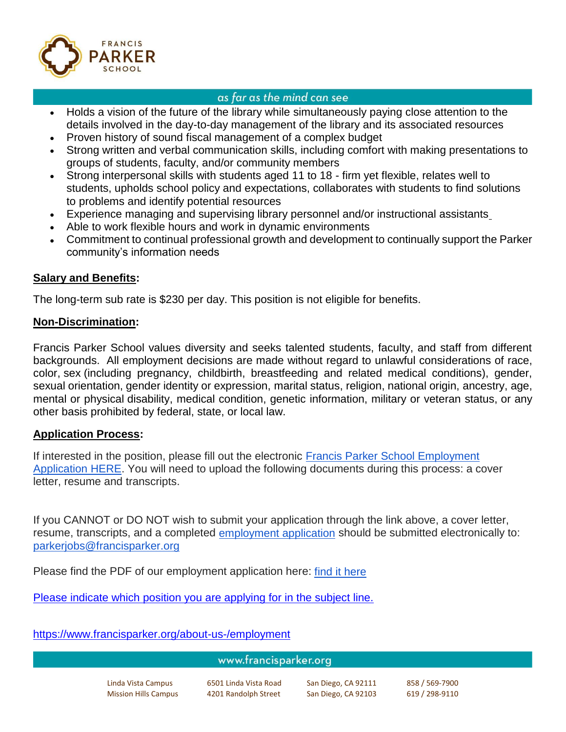- Holds a vision of the future of the library while simultaneously paying close attention to the details involved in the day-to-day management of the library and its associated resources
- Proven history of sound fiscal management of a complex budget
- Strong written and verbal communication skills, including comfort with making presentations to groups of students, faculty, and/or community members
- Strong interpersonal skills with students aged 11 to 18 - firm yet flexible, relates well to students, upholds school policy and expectations, collaborates with students to find solutions to problems and identify potential resources
- Experience managing and supervising library personnel and/or instructional assistants
- Able to work flexible hours and work in dynamic environments
- Commitment to continual professional growth and development to continually support the Parker community's information needs

**Salary and Benefits:**

The long-term sub rate is $230 per day. This position is not eligible for benefits.

**Non-Discrimination:**

Francis Parker School values diversity and seeks talented students, faculty, and staff from different backgrounds. All employment decisions are made without regard to unlawful considerations of race, color, sex (including pregnancy, childbirth, breastfeeding and related medical conditions), gender, sexual orientation, gender identity or expression, marital status, religion, national origin, ancestry, age, mental or physical disability, medical condition, genetic information, military or veteran status, or any other basis prohibited by federal, state, or local law.

**Application Process:**

If interested in the position, please fill out the electronic Francis Parker School Employment Application HERE. You will need to upload the following documents during this process: a cover letter, resume and transcripts.

If you CANNOT or DO NOT wish to submit your application through the link above, a cover letter, resume, transcripts, and a completed employment application should be submitted electronically to: parkerjobs@francisparker.org

Please find the PDF of our employment application here: find it here

Please indicate which position you are applying for in the subject line.

https://www.francisparker.org/about-us-/employment